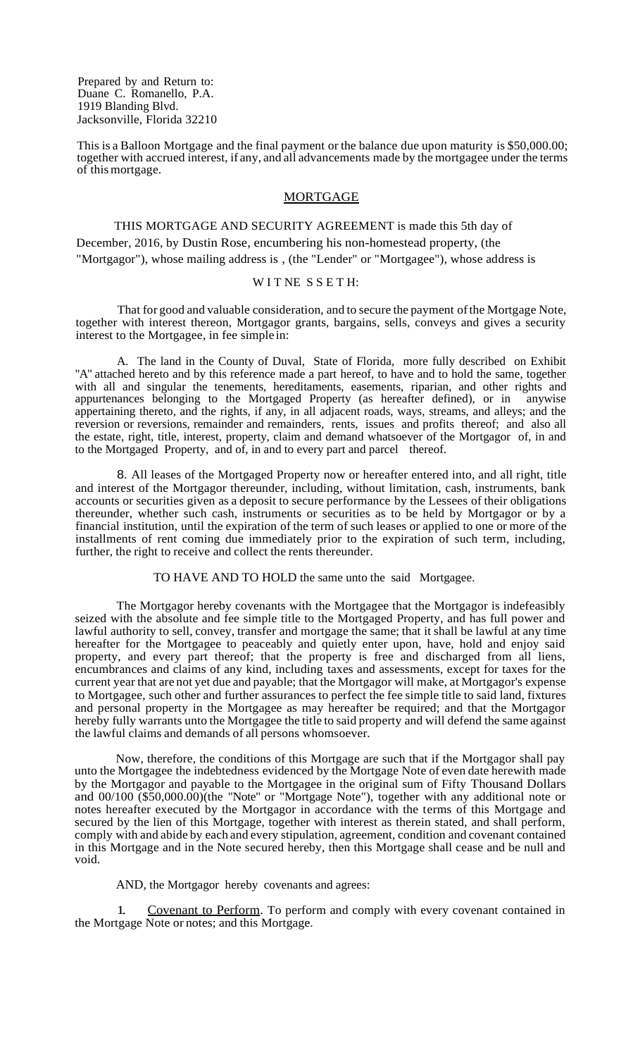Prepared by and Return to:
Duane C. Romanello, P.A.
1919 Blanding Blvd.
Jacksonville, Florida 32210

This is a Balloon Mortgage and the final payment or the balance due upon maturity is $50,000.00; together with accrued interest, if any, and all advancements made by the mortgagee under the terms of this mortgage.

# MORTGAGE

THIS MORTGAGE AND SECURITY AGREEMENT is made this 5th day of December, 2016, by Dustin Rose, encumbering his non-homestead property, (the "Mortgagor"), whose mailing address is , (the "Lender" or "Mortgagee"), whose address is

W I T NE S S E T H:

That for good and valuable consideration, and to secure the payment of the Mortgage Note, together with interest thereon, Mortgagor grants, bargains, sells, conveys and gives a security interest to the Mortgagee, in fee simple in:

A. The land in the County of Duval, State of Florida, more fully described on Exhibit "A" attached hereto and by this reference made a part hereof, to have and to hold the same, together with all and singular the tenements, hereditaments, easements, riparian, and other rights and appurtenances belonging to the Mortgaged Property (as hereafter defined), or in anywise appertaining thereto, and the rights, if any, in all adjacent roads, ways, streams, and alleys; and the reversion or reversions, remainder and remainders, rents, issues and profits thereof; and also all the estate, right, title, interest, property, claim and demand whatsoever of the Mortgagor of, in and to the Mortgaged Property, and of, in and to every part and parcel thereof.

8. All leases of the Mortgaged Property now or hereafter entered into, and all right, title and interest of the Mortgagor thereunder, including, without limitation, cash, instruments, bank accounts or securities given as a deposit to secure performance by the Lessees of their obligations thereunder, whether such cash, instruments or securities as to be held by Mortgagor or by a financial institution, until the expiration of the term of such leases or applied to one or more of the installments of rent coming due immediately prior to the expiration of such term, including, further, the right to receive and collect the rents thereunder.

TO HAVE AND TO HOLD the same unto the said Mortgagee.

The Mortgagor hereby covenants with the Mortgagee that the Mortgagor is indefeasibly seized with the absolute and fee simple title to the Mortgaged Property, and has full power and lawful authority to sell, convey, transfer and mortgage the same; that it shall be lawful at any time hereafter for the Mortgagee to peaceably and quietly enter upon, have, hold and enjoy said property, and every part thereof; that the property is free and discharged from all liens, encumbrances and claims of any kind, including taxes and assessments, except for taxes for the current year that are not yet due and payable; that the Mortgagor will make, at Mortgagor's expense to Mortgagee, such other and further assurances to perfect the fee simple title to said land, fixtures and personal property in the Mortgagee as may hereafter be required; and that the Mortgagor hereby fully warrants unto the Mortgagee the title to said property and will defend the same against the lawful claims and demands of all persons whomsoever.

Now, therefore, the conditions of this Mortgage are such that if the Mortgagor shall pay unto the Mortgagee the indebtedness evidenced by the Mortgage Note of even date herewith made by the Mortgagor and payable to the Mortgagee in the original sum of Fifty Thousand Dollars and 00/100 ($50,000.00)(the "Note" or "Mortgage Note"), together with any additional note or notes hereafter executed by the Mortgagor in accordance with the terms of this Mortgage and secured by the lien of this Mortgage, together with interest as therein stated, and shall perform, comply with and abide by each and every stipulation, agreement, condition and covenant contained in this Mortgage and in the Note secured hereby, then this Mortgage shall cease and be null and void.

AND, the Mortgagor hereby covenants and agrees:

1. Covenant to Perform. To perform and comply with every covenant contained in the Mortgage Note or notes; and this Mortgage.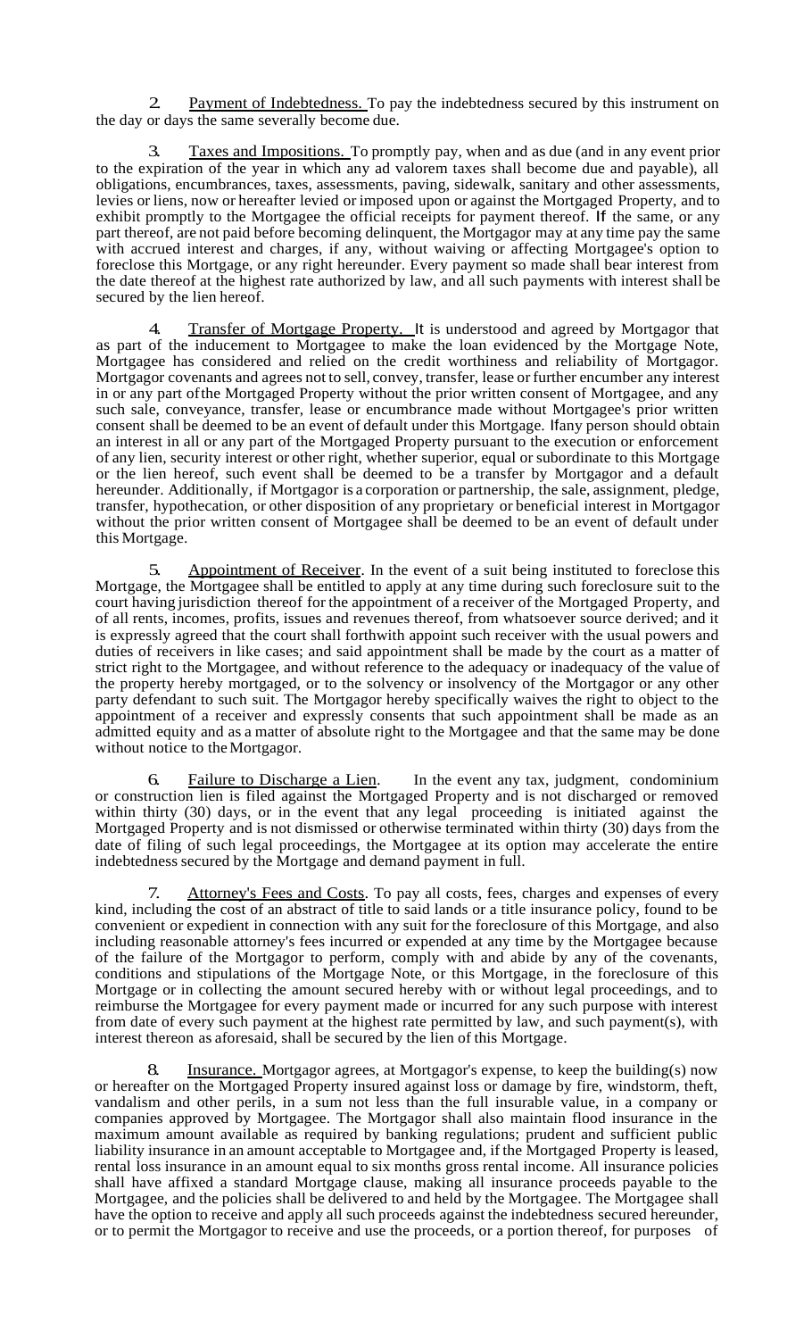2. Payment of Indebtedness. To pay the indebtedness secured by this instrument on the day or days the same severally become due.

3. Taxes and Impositions. To promptly pay, when and as due (and in any event prior to the expiration of the year in which any ad valorem taxes shall become due and payable), all obligations, encumbrances, taxes, assessments, paving, sidewalk, sanitary and other assessments, levies or liens, now or hereafter levied or imposed upon or against the Mortgaged Property, and to exhibit promptly to the Mortgagee the official receipts for payment thereof. If the same, or any part thereof, are not paid before becoming delinquent, the Mortgagor may at any time pay the same with accrued interest and charges, if any, without waiving or affecting Mortgagee's option to foreclose this Mortgage, or any right hereunder. Every payment so made shall bear interest from the date thereof at the highest rate authorized by law, and all such payments with interest shall be secured by the lien hereof.

4. Transfer of Mortgage Property. It is understood and agreed by Mortgagor that as part of the inducement to Mortgagee to make the loan evidenced by the Mortgage Note, Mortgagee has considered and relied on the credit worthiness and reliability of Mortgagor. Mortgagor covenants and agrees not to sell, convey, transfer, lease or further encumber any interest in or any part ofthe Mortgaged Property without the prior written consent of Mortgagee, and any such sale, conveyance, transfer, lease or encumbrance made without Mortgagee's prior written consent shall be deemed to be an event of default under this Mortgage. Ifany person should obtain an interest in all or any part of the Mortgaged Property pursuant to the execution or enforcement of any lien, security interest or other right, whether superior, equal or subordinate to this Mortgage or the lien hereof, such event shall be deemed to be a transfer by Mortgagor and a default hereunder. Additionally, if Mortgagor is a corporation or partnership, the sale, assignment, pledge, transfer, hypothecation, or other disposition of any proprietary or beneficial interest in Mortgagor without the prior written consent of Mortgagee shall be deemed to be an event of default under this Mortgage.

5. Appointment of Receiver. In the event of a suit being instituted to foreclose this Mortgage, the Mortgagee shall be entitled to apply at any time during such foreclosure suit to the court having jurisdiction thereof for the appointment of a receiver of the Mortgaged Property, and of all rents, incomes, profits, issues and revenues thereof, from whatsoever source derived; and it is expressly agreed that the court shall forthwith appoint such receiver with the usual powers and duties of receivers in like cases; and said appointment shall be made by the court as a matter of strict right to the Mortgagee, and without reference to the adequacy or inadequacy of the value of the property hereby mortgaged, or to the solvency or insolvency of the Mortgagor or any other party defendant to such suit. The Mortgagor hereby specifically waives the right to object to the appointment of a receiver and expressly consents that such appointment shall be made as an admitted equity and as a matter of absolute right to the Mortgagee and that the same may be done without notice to the Mortgagor.

6. Failure to Discharge a Lien. In the event any tax, judgment, condominium or construction lien is filed against the Mortgaged Property and is not discharged or removed within thirty (30) days, or in the event that any legal proceeding is initiated against the Mortgaged Property and is not dismissed or otherwise terminated within thirty (30) days from the date of filing of such legal proceedings, the Mortgagee at its option may accelerate the entire indebtedness secured by the Mortgage and demand payment in full.

7. Attorney's Fees and Costs. To pay all costs, fees, charges and expenses of every kind, including the cost of an abstract of title to said lands or a title insurance policy, found to be convenient or expedient in connection with any suit for the foreclosure of this Mortgage, and also including reasonable attorney's fees incurred or expended at any time by the Mortgagee because of the failure of the Mortgagor to perform, comply with and abide by any of the covenants, conditions and stipulations of the Mortgage Note, or this Mortgage, in the foreclosure of this Mortgage or in collecting the amount secured hereby with or without legal proceedings, and to reimburse the Mortgagee for every payment made or incurred for any such purpose with interest from date of every such payment at the highest rate permitted by law, and such payment(s), with interest thereon as aforesaid, shall be secured by the lien of this Mortgage.

8. Insurance. Mortgagor agrees, at Mortgagor's expense, to keep the building(s) now or hereafter on the Mortgaged Property insured against loss or damage by fire, windstorm, theft, vandalism and other perils, in a sum not less than the full insurable value, in a company or companies approved by Mortgagee. The Mortgagor shall also maintain flood insurance in the maximum amount available as required by banking regulations; prudent and sufficient public liability insurance in an amount acceptable to Mortgagee and, if the Mortgaged Property is leased, rental loss insurance in an amount equal to six months gross rental income. All insurance policies shall have affixed a standard Mortgage clause, making all insurance proceeds payable to the Mortgagee, and the policies shall be delivered to and held by the Mortgagee. The Mortgagee shall have the option to receive and apply all such proceeds against the indebtedness secured hereunder, or to permit the Mortgagor to receive and use the proceeds, or a portion thereof, for purposes of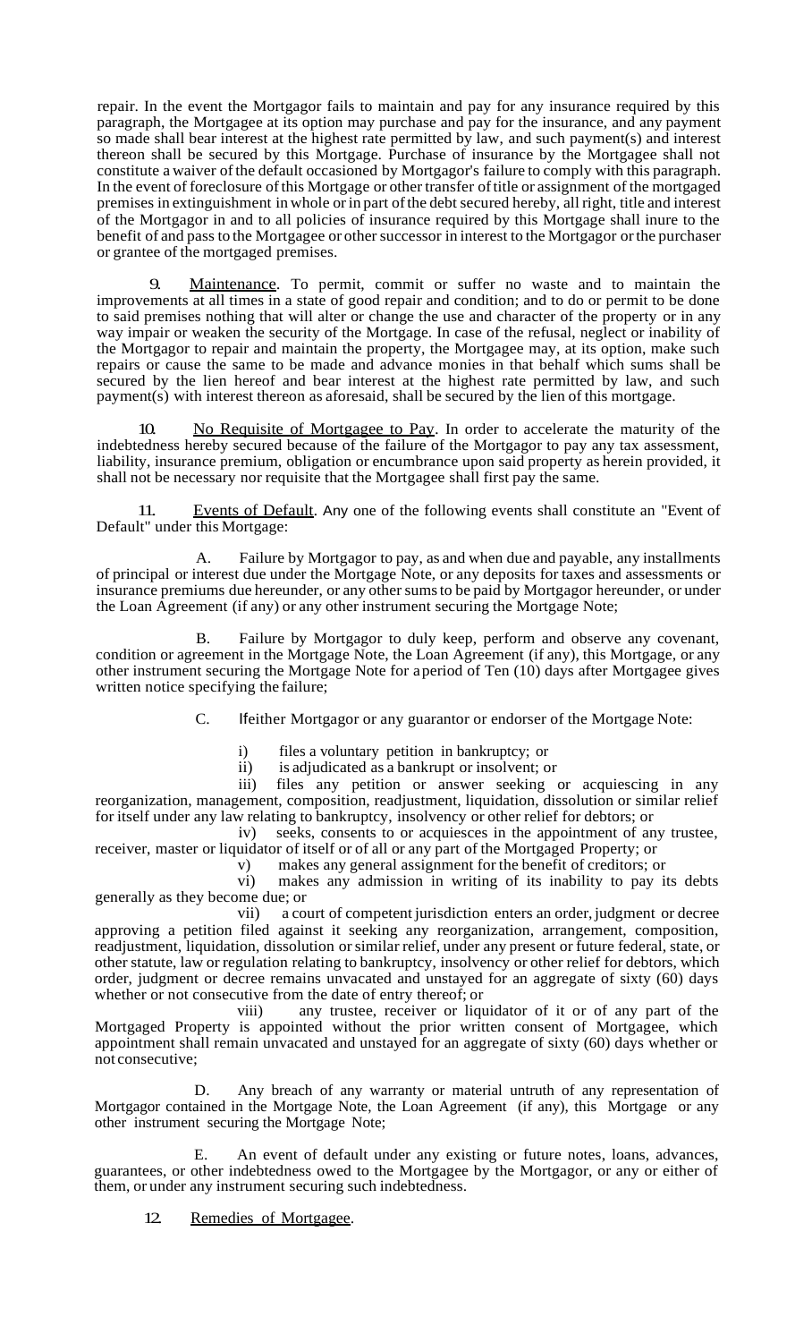repair. In the event the Mortgagor fails to maintain and pay for any insurance required by this paragraph, the Mortgagee at its option may purchase and pay for the insurance, and any payment so made shall bear interest at the highest rate permitted by law, and such payment(s) and interest thereon shall be secured by this Mortgage. Purchase of insurance by the Mortgagee shall not constitute a waiver of the default occasioned by Mortgagor's failure to comply with this paragraph. In the event of foreclosure of this Mortgage or other transfer of title or assignment of the mortgaged premises in extinguishment in whole or in part of the debt secured hereby, all right, title and interest of the Mortgagor in and to all policies of insurance required by this Mortgage shall inure to the benefit of and pass to the Mortgagee or other successor in interest to the Mortgagor or the purchaser or grantee of the mortgaged premises.

9. Maintenance. To permit, commit or suffer no waste and to maintain the improvements at all times in a state of good repair and condition; and to do or permit to be done to said premises nothing that will alter or change the use and character of the property or in any way impair or weaken the security of the Mortgage. In case of the refusal, neglect or inability of the Mortgagor to repair and maintain the property, the Mortgagee may, at its option, make such repairs or cause the same to be made and advance monies in that behalf which sums shall be secured by the lien hereof and bear interest at the highest rate permitted by law, and such payment(s) with interest thereon as aforesaid, shall be secured by the lien of this mortgage.

10. No Requisite of Mortgagee to Pay. In order to accelerate the maturity of the indebtedness hereby secured because of the failure of the Mortgagor to pay any tax assessment, liability, insurance premium, obligation or encumbrance upon said property as herein provided, it shall not be necessary nor requisite that the Mortgagee shall first pay the same.

11. Events of Default. Any one of the following events shall constitute an "Event of Default" under this Mortgage:

A. Failure by Mortgagor to pay, as and when due and payable, any installments of principal or interest due under the Mortgage Note, or any deposits for taxes and assessments or insurance premiums due hereunder, or any other sums to be paid by Mortgagor hereunder, or under the Loan Agreement (if any) or any other instrument securing the Mortgage Note;

B. Failure by Mortgagor to duly keep, perform and observe any covenant, condition or agreement in the Mortgage Note, the Loan Agreement (if any), this Mortgage, or any other instrument securing the Mortgage Note for a period of Ten (10) days after Mortgagee gives written notice specifying the failure;

C. If either Mortgagor or any guarantor or endorser of the Mortgage Note:

i) files a voluntary petition in bankruptcy; or

ii) is adjudicated as a bankrupt or insolvent; or

iii) files any petition or answer seeking or acquiescing in any reorganization, management, composition, readjustment, liquidation, dissolution or similar relief for itself under any law relating to bankruptcy, insolvency or other relief for debtors; or

iv) seeks, consents to or acquiesces in the appointment of any trustee, receiver, master or liquidator of itself or of all or any part of the Mortgaged Property; or

v) makes any general assignment for the benefit of creditors; or

vi) makes any admission in writing of its inability to pay its debts generally as they become due; or

vii) a court of competent jurisdiction enters an order, judgment or decree approving a petition filed against it seeking any reorganization, arrangement, composition, readjustment, liquidation, dissolution or similar relief, under any present or future federal, state, or other statute, law or regulation relating to bankruptcy, insolvency or other relief for debtors, which order, judgment or decree remains unvacated and unstayed for an aggregate of sixty (60) days whether or not consecutive from the date of entry thereof; or

viii) any trustee, receiver or liquidator of it or of any part of the Mortgaged Property is appointed without the prior written consent of Mortgagee, which appointment shall remain unvacated and unstayed for an aggregate of sixty (60) days whether or not consecutive;

D. Any breach of any warranty or material untruth of any representation of Mortgagor contained in the Mortgage Note, the Loan Agreement (if any), this Mortgage or any other instrument securing the Mortgage Note;

E. An event of default under any existing or future notes, loans, advances, guarantees, or other indebtedness owed to the Mortgagee by the Mortgagor, or any or either of them, or under any instrument securing such indebtedness.

12. Remedies of Mortgagee.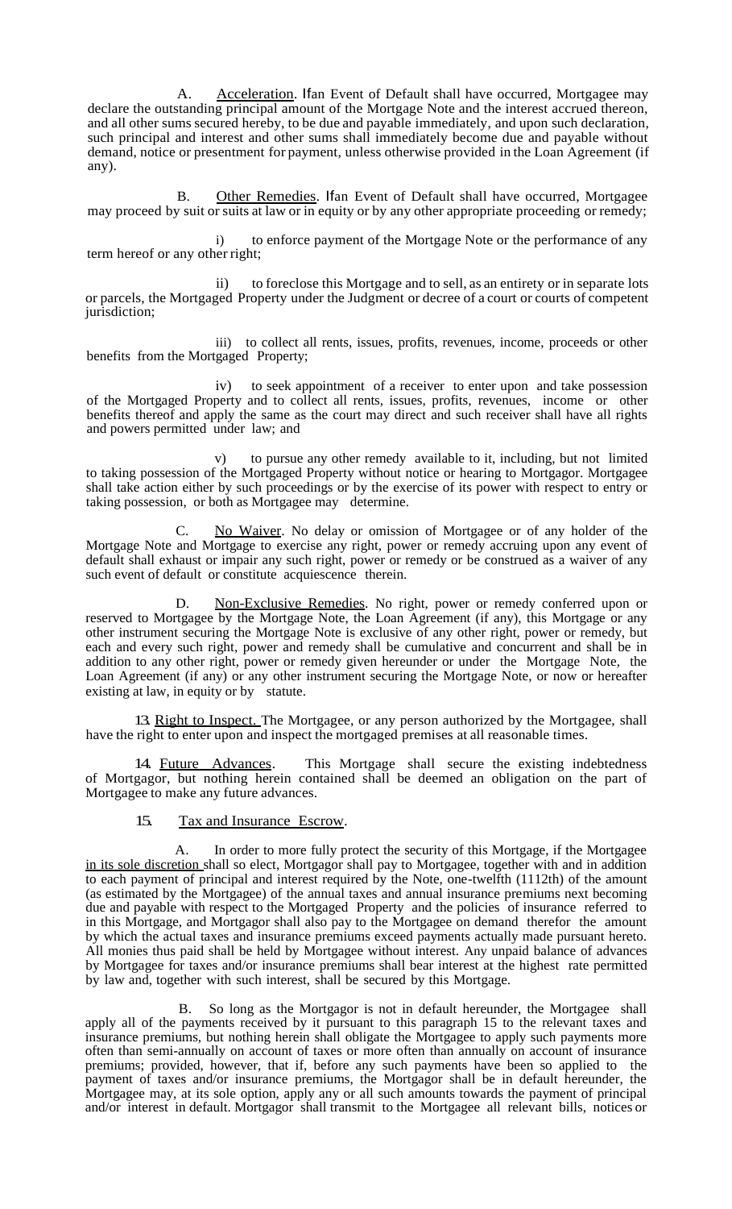A. Acceleration. If an Event of Default shall have occurred, Mortgagee may declare the outstanding principal amount of the Mortgage Note and the interest accrued thereon, and all other sums secured hereby, to be due and payable immediately, and upon such declaration, such principal and interest and other sums shall immediately become due and payable without demand, notice or presentment for payment, unless otherwise provided in the Loan Agreement (if any).

B. Other Remedies. If an Event of Default shall have occurred, Mortgagee may proceed by suit or suits at law or in equity or by any other appropriate proceeding or remedy;

i) to enforce payment of the Mortgage Note or the performance of any term hereof or any other right;

ii) to foreclose this Mortgage and to sell, as an entirety or in separate lots or parcels, the Mortgaged Property under the Judgment or decree of a court or courts of competent jurisdiction;

iii) to collect all rents, issues, profits, revenues, income, proceeds or other benefits from the Mortgaged Property;

iv) to seek appointment of a receiver to enter upon and take possession of the Mortgaged Property and to collect all rents, issues, profits, revenues, income or other benefits thereof and apply the same as the court may direct and such receiver shall have all rights and powers permitted under law; and

v) to pursue any other remedy available to it, including, but not limited to taking possession of the Mortgaged Property without notice or hearing to Mortgagor. Mortgagee shall take action either by such proceedings or by the exercise of its power with respect to entry or taking possession, or both as Mortgagee may determine.

C. No Waiver. No delay or omission of Mortgagee or of any holder of the Mortgage Note and Mortgage to exercise any right, power or remedy accruing upon any event of default shall exhaust or impair any such right, power or remedy or be construed as a waiver of any such event of default or constitute acquiescence therein.

D. Non-Exclusive Remedies. No right, power or remedy conferred upon or reserved to Mortgagee by the Mortgage Note, the Loan Agreement (if any), this Mortgage or any other instrument securing the Mortgage Note is exclusive of any other right, power or remedy, but each and every such right, power and remedy shall be cumulative and concurrent and shall be in addition to any other right, power or remedy given hereunder or under the Mortgage Note, the Loan Agreement (if any) or any other instrument securing the Mortgage Note, or now or hereafter existing at law, in equity or by statute.

13. Right to Inspect. The Mortgagee, or any person authorized by the Mortgagee, shall have the right to enter upon and inspect the mortgaged premises at all reasonable times.

14. Future Advances. This Mortgage shall secure the existing indebtedness of Mortgagor, but nothing herein contained shall be deemed an obligation on the part of Mortgagee to make any future advances.

15. Tax and Insurance Escrow.

A. In order to more fully protect the security of this Mortgage, if the Mortgagee in its sole discretion shall so elect, Mortgagor shall pay to Mortgagee, together with and in addition to each payment of principal and interest required by the Note, one-twelfth (1112th) of the amount (as estimated by the Mortgagee) of the annual taxes and annual insurance premiums next becoming due and payable with respect to the Mortgaged Property and the policies of insurance referred to in this Mortgage, and Mortgagor shall also pay to the Mortgagee on demand therefor the amount by which the actual taxes and insurance premiums exceed payments actually made pursuant hereto. All monies thus paid shall be held by Mortgagee without interest. Any unpaid balance of advances by Mortgagee for taxes and/or insurance premiums shall bear interest at the highest rate permitted by law and, together with such interest, shall be secured by this Mortgage.

B. So long as the Mortgagor is not in default hereunder, the Mortgagee shall apply all of the payments received by it pursuant to this paragraph 15 to the relevant taxes and insurance premiums, but nothing herein shall obligate the Mortgagee to apply such payments more often than semi-annually on account of taxes or more often than annually on account of insurance premiums; provided, however, that if, before any such payments have been so applied to the payment of taxes and/or insurance premiums, the Mortgagor shall be in default hereunder, the Mortgagee may, at its sole option, apply any or all such amounts towards the payment of principal and/or interest in default. Mortgagor shall transmit to the Mortgagee all relevant bills, notices or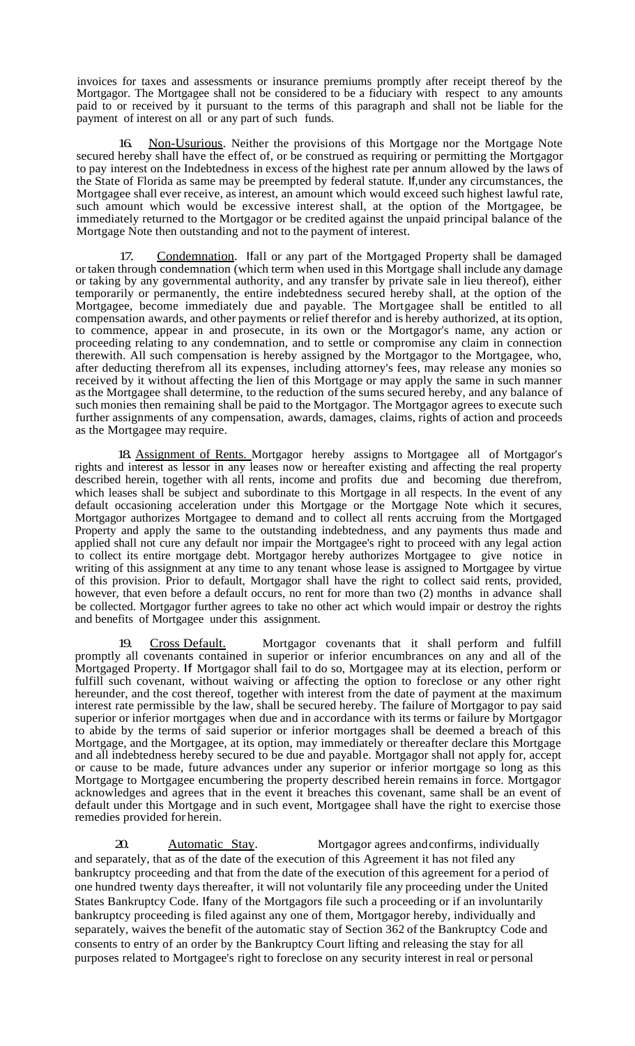invoices for taxes and assessments or insurance premiums promptly after receipt thereof by the Mortgagor. The Mortgagee shall not be considered to be a fiduciary with respect to any amounts paid to or received by it pursuant to the terms of this paragraph and shall not be liable for the payment of interest on all or any part of such funds.

16. Non-Usurious. Neither the provisions of this Mortgage nor the Mortgage Note secured hereby shall have the effect of, or be construed as requiring or permitting the Mortgagor to pay interest on the Indebtedness in excess of the highest rate per annum allowed by the laws of the State of Florida as same may be preempted by federal statute. If, under any circumstances, the Mortgagee shall ever receive, as interest, an amount which would exceed such highest lawful rate, such amount which would be excessive interest shall, at the option of the Mortgagee, be immediately returned to the Mortgagor or be credited against the unpaid principal balance of the Mortgage Note then outstanding and not to the payment of interest.

17. Condemnation. If all or any part of the Mortgaged Property shall be damaged or taken through condemnation (which term when used in this Mortgage shall include any damage or taking by any governmental authority, and any transfer by private sale in lieu thereof), either temporarily or permanently, the entire indebtedness secured hereby shall, at the option of the Mortgagee, become immediately due and payable. The Mortgagee shall be entitled to all compensation awards, and other payments or relief therefor and is hereby authorized, at its option, to commence, appear in and prosecute, in its own or the Mortgagor's name, any action or proceeding relating to any condemnation, and to settle or compromise any claim in connection therewith. All such compensation is hereby assigned by the Mortgagor to the Mortgagee, who, after deducting therefrom all its expenses, including attorney's fees, may release any monies so received by it without affecting the lien of this Mortgage or may apply the same in such manner as the Mortgagee shall determine, to the reduction of the sums secured hereby, and any balance of such monies then remaining shall be paid to the Mortgagor. The Mortgagor agrees to execute such further assignments of any compensation, awards, damages, claims, rights of action and proceeds as the Mortgagee may require.

18. Assignment of Rents. Mortgagor hereby assigns to Mortgagee all of Mortgagor's rights and interest as lessor in any leases now or hereafter existing and affecting the real property described herein, together with all rents, income and profits due and becoming due therefrom, which leases shall be subject and subordinate to this Mortgage in all respects. In the event of any default occasioning acceleration under this Mortgage or the Mortgage Note which it secures, Mortgagor authorizes Mortgagee to demand and to collect all rents accruing from the Mortgaged Property and apply the same to the outstanding indebtedness, and any payments thus made and applied shall not cure any default nor impair the Mortgagee's right to proceed with any legal action to collect its entire mortgage debt. Mortgagor hereby authorizes Mortgagee to give notice in writing of this assignment at any time to any tenant whose lease is assigned to Mortgagee by virtue of this provision. Prior to default, Mortgagor shall have the right to collect said rents, provided, however, that even before a default occurs, no rent for more than two (2) months in advance shall be collected. Mortgagor further agrees to take no other act which would impair or destroy the rights and benefits of Mortgagee under this assignment.

19. Cross Default. Mortgagor covenants that it shall perform and fulfill promptly all covenants contained in superior or inferior encumbrances on any and all of the Mortgaged Property. If Mortgagor shall fail to do so, Mortgagee may at its election, perform or fulfill such covenant, without waiving or affecting the option to foreclose or any other right hereunder, and the cost thereof, together with interest from the date of payment at the maximum interest rate permissible by the law, shall be secured hereby. The failure of Mortgagor to pay said superior or inferior mortgages when due and in accordance with its terms or failure by Mortgagor to abide by the terms of said superior or inferior mortgages shall be deemed a breach of this Mortgage, and the Mortgagee, at its option, may immediately or thereafter declare this Mortgage and all indebtedness hereby secured to be due and payable. Mortgagor shall not apply for, accept or cause to be made, future advances under any superior or inferior mortgage so long as this Mortgage to Mortgagee encumbering the property described herein remains in force. Mortgagor acknowledges and agrees that in the event it breaches this covenant, same shall be an event of default under this Mortgage and in such event, Mortgagee shall have the right to exercise those remedies provided for herein.

20. Automatic Stay. Mortgagor agrees and confirms, individually and separately, that as of the date of the execution of this Agreement it has not filed any bankruptcy proceeding and that from the date of the execution of this agreement for a period of one hundred twenty days thereafter, it will not voluntarily file any proceeding under the United States Bankruptcy Code. If any of the Mortgagors file such a proceeding or if an involuntarily bankruptcy proceeding is filed against any one of them, Mortgagor hereby, individually and separately, waives the benefit of the automatic stay of Section 362 of the Bankruptcy Code and consents to entry of an order by the Bankruptcy Court lifting and releasing the stay for all purposes related to Mortgagee's right to foreclose on any security interest in real or personal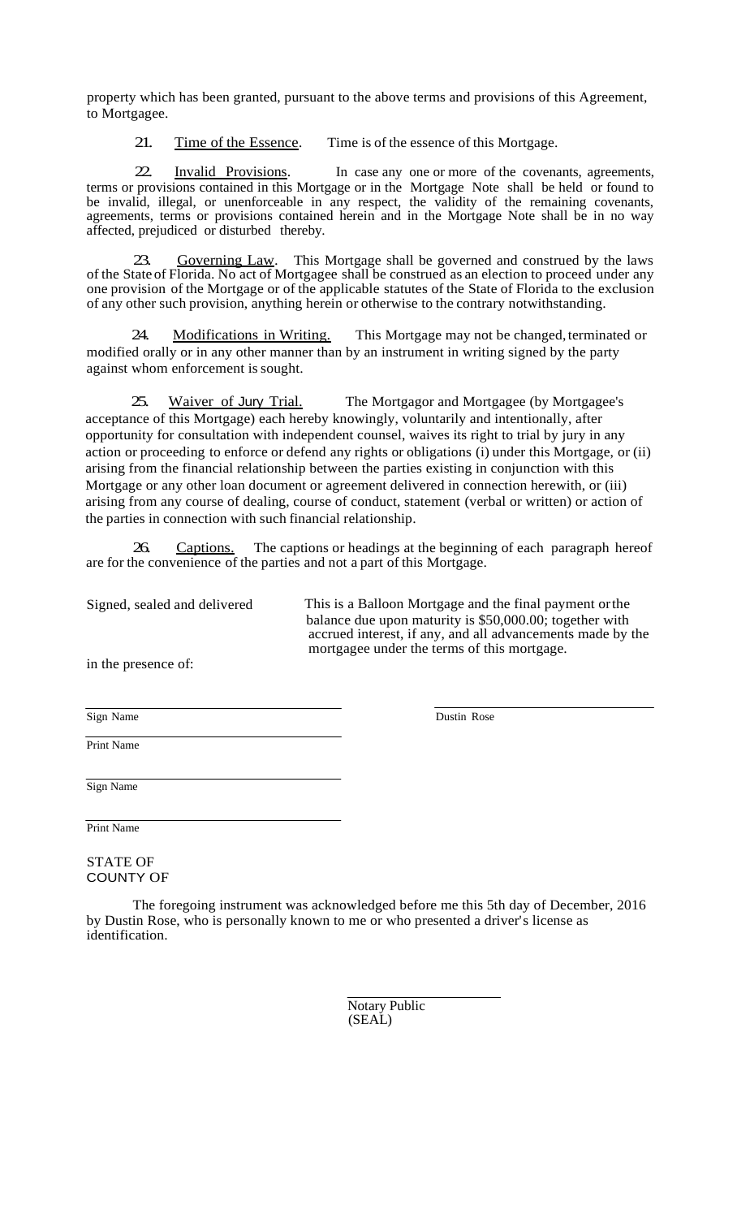property which has been granted, pursuant to the above terms and provisions of this Agreement, to Mortgagee.

21. Time of the Essence. Time is of the essence of this Mortgage.

22. Invalid Provisions. In case any one or more of the covenants, agreements, terms or provisions contained in this Mortgage or in the Mortgage Note shall be held or found to be invalid, illegal, or unenforceable in any respect, the validity of the remaining covenants, agreements, terms or provisions contained herein and in the Mortgage Note shall be in no way affected, prejudiced or disturbed thereby.

23. Governing Law. This Mortgage shall be governed and construed by the laws of the State of Florida. No act of Mortgagee shall be construed as an election to proceed under any one provision of the Mortgage or of the applicable statutes of the State of Florida to the exclusion of any other such provision, anything herein or otherwise to the contrary notwithstanding.

24. Modifications in Writing. This Mortgage may not be changed, terminated or modified orally or in any other manner than by an instrument in writing signed by the party against whom enforcement is sought.

25. Waiver of Jury Trial. The Mortgagor and Mortgagee (by Mortgagee's acceptance of this Mortgage) each hereby knowingly, voluntarily and intentionally, after opportunity for consultation with independent counsel, waives its right to trial by jury in any action or proceeding to enforce or defend any rights or obligations (i) under this Mortgage, or (ii) arising from the financial relationship between the parties existing in conjunction with this Mortgage or any other loan document or agreement delivered in connection herewith, or (iii) arising from any course of dealing, course of conduct, statement (verbal or written) or action of the parties in connection with such financial relationship.

26. Captions. The captions or headings at the beginning of each paragraph hereof are for the convenience of the parties and not a part of this Mortgage.

Signed, sealed and delivered

in the presence of:

This is a Balloon Mortgage and the final payment or the balance due upon maturity is $50,000.00; together with accrued interest, if any, and all advancements made by the mortgagee under the terms of this mortgage.

\_\_\_\_\_\_\_\_\_\_\_\_\_\_\_\_\_\_\_\_\_\_\_\_\_\_\_\_\_\_
Sign Name

\_\_\_\_\_\_\_\_\_\_\_\_\_\_\_\_\_\_\_\_\_\_\_\_\_\_\_\_\_\_
Print Name

\_\_\_\_\_\_\_\_\_\_\_\_\_\_\_\_\_\_\_\_\_\_\_\_\_\_\_\_\_\_
Sign Name

\_\_\_\_\_\_\_\_\_\_\_\_\_\_\_\_\_\_\_\_\_\_\_\_\_\_\_\_\_\_
Print Name

\_\_\_\_\_\_\_\_\_\_\_\_\_\_\_\_\_\_\_\_\_\_\_\_\_\_\_\_\_\_
Dustin Rose

STATE OF
COUNTY OF

The foregoing instrument was acknowledged before me this 5th day of December, 2016 by Dustin Rose, who is personally known to me or who presented a driver's license as identification.

\_\_\_\_\_\_\_\_\_\_\_\_\_\_\_\_\_\_\_\_\_\_\_\_\_\_\_\_\_\_
Notary Public
(SEAL)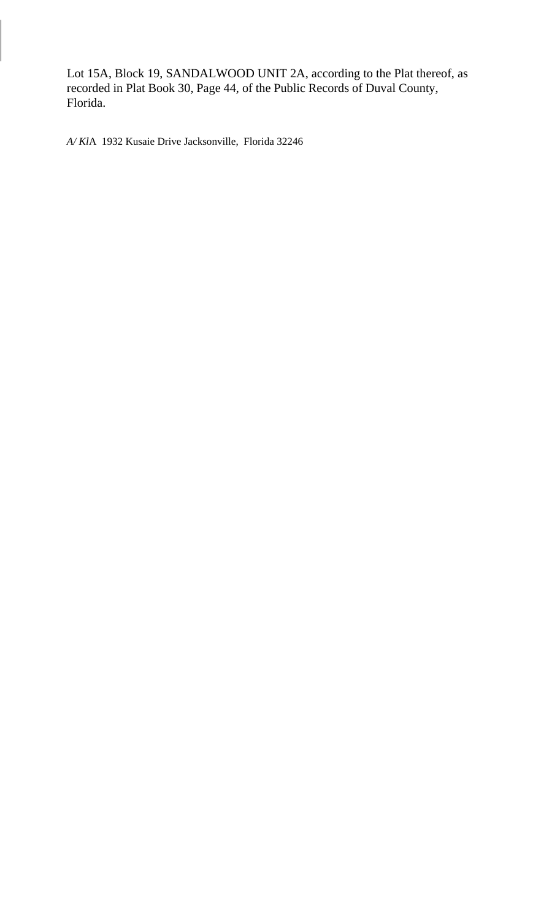Lot 15A, Block 19, SANDALWOOD UNIT 2A, according to the Plat thereof, as recorded in Plat Book 30, Page 44, of the Public Records of Duval County, Florida.

*A/ Kl*A 1932 Kusaie Drive Jacksonville, Florida 32246